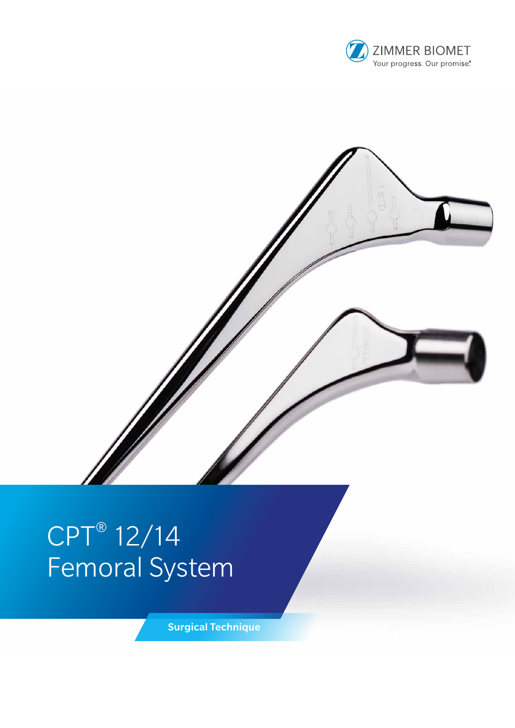ZIMMER BIOMET

Your progress. Our promise.®

# CPT® 12/14 Femoral System

**Surgical Technique**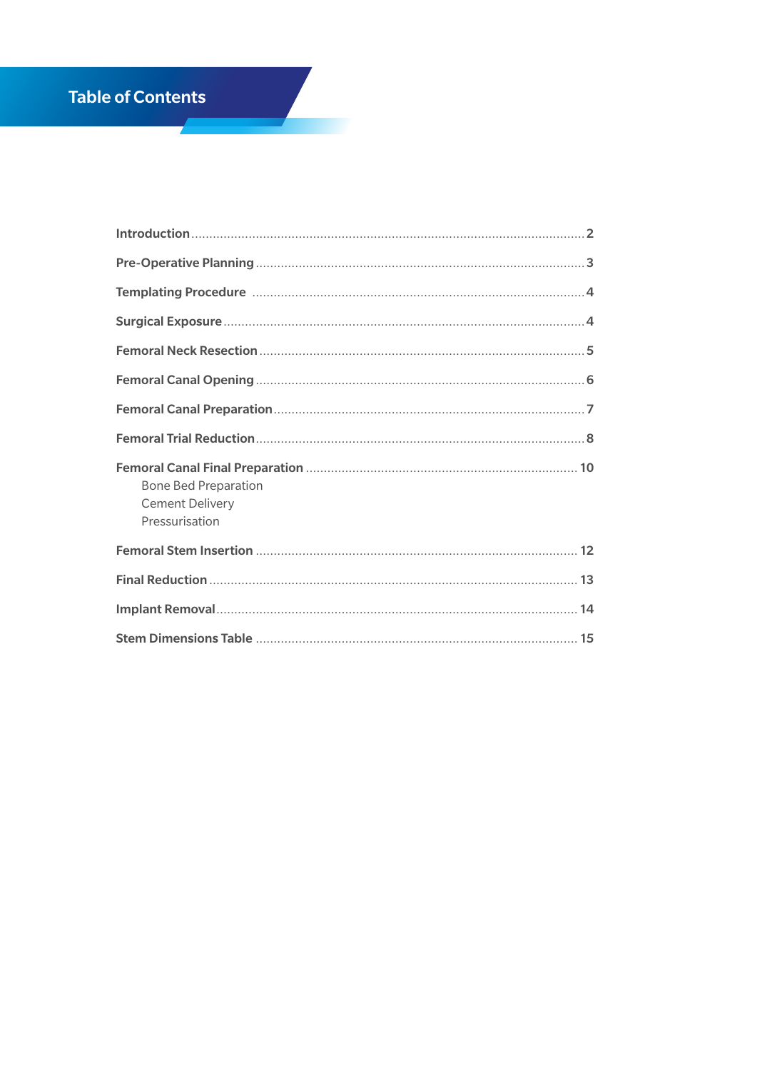# Table of Contents

| | |
|---|---|
| **Introduction** | 2 |
| **Pre-Operative Planning** | 3 |
| **Templating Procedure** | 4 |
| **Surgical Exposure** | 4 |
| **Femoral Neck Resection** | 5 |
| **Femoral Canal Opening** | 6 |
| **Femoral Canal Preparation** | 7 |
| **Femoral Trial Reduction** | 8 |
| **Femoral Canal Final Preparation** | 10 |
| Bone Bed Preparation | |
| Cement Delivery | |
| Pressurisation | |
| **Femoral Stem Insertion** | 12 |
| **Final Reduction** | 13 |
| **Implant Removal** | 14 |
| **Stem Dimensions Table** | 15 |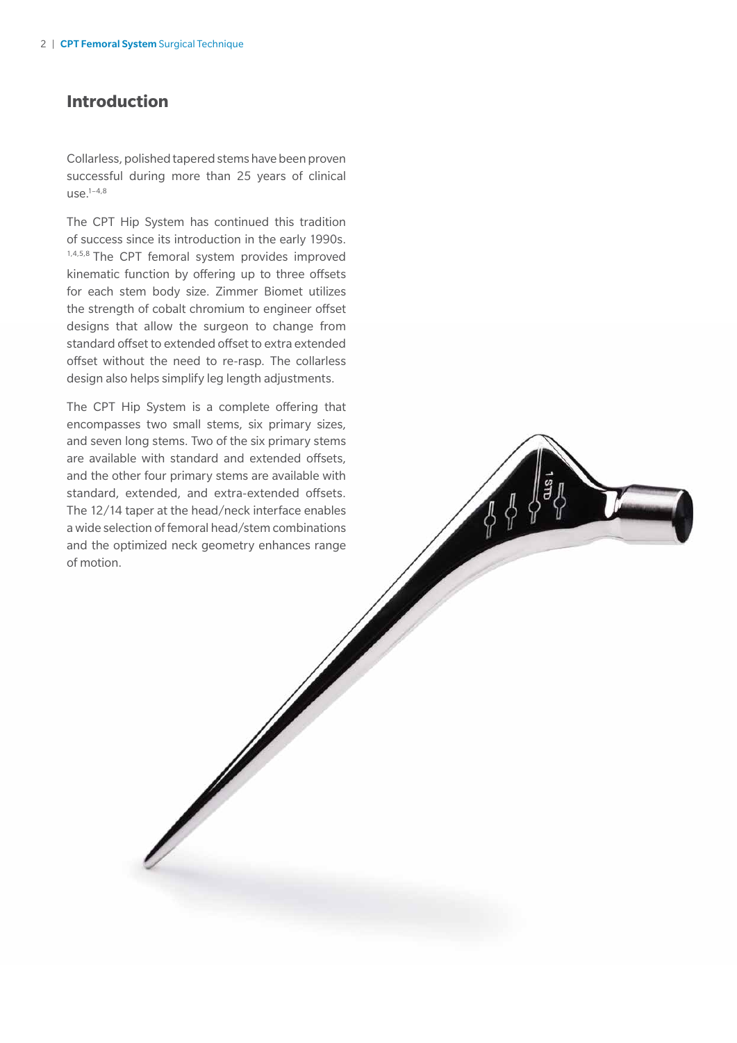## Introduction

Collarless, polished tapered stems have been proven successful during more than 25 years of clinical use.[1–4,8]

The CPT Hip System has continued this tradition of success since its introduction in the early 1990s.[1,4,5,8] The CPT femoral system provides improved kinematic function by offering up to three offsets for each stem body size. Zimmer Biomet utilizes the strength of cobalt chromium to engineer offset designs that allow the surgeon to change from standard offset to extended offset to extra extended offset without the need to re-rasp. The collarless design also helps simplify leg length adjustments.

The CPT Hip System is a complete offering that encompasses two small stems, six primary sizes, and seven long stems. Two of the six primary stems are available with standard and extended offsets, and the other four primary stems are available with standard, extended, and extra-extended offsets. The 12/14 taper at the head/neck interface enables a wide selection of femoral head/stem combinations and the optimized neck geometry enhances range of motion.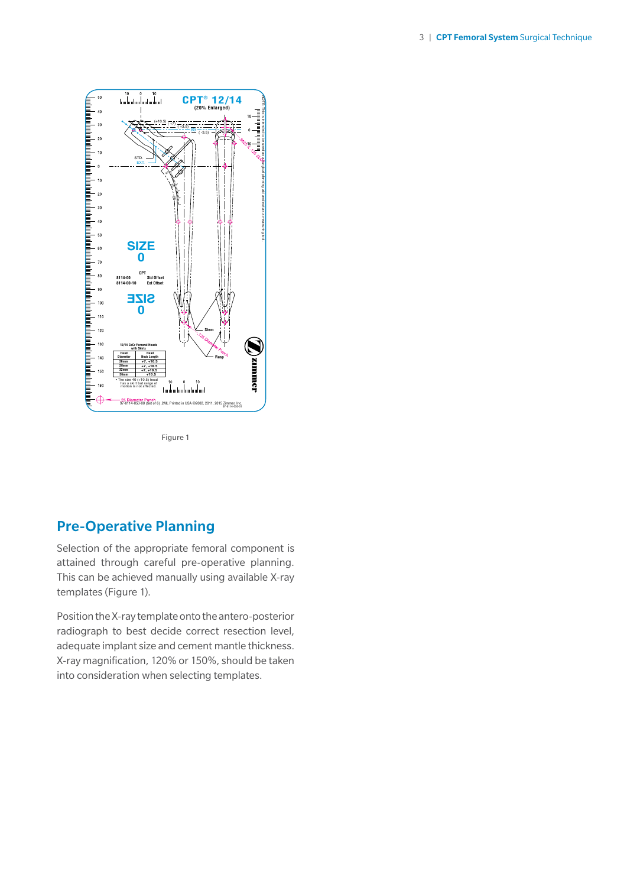Figure 1

## Pre-Operative Planning

Selection of the appropriate femoral component is attained through careful pre-operative planning. This can be achieved manually using available X-ray templates (Figure 1).

Position the X-ray template onto the antero-posterior radiograph to best decide correct resection level, adequate implant size and cement mantle thickness. X-ray magnification, 120% or 150%, should be taken into consideration when selecting templates.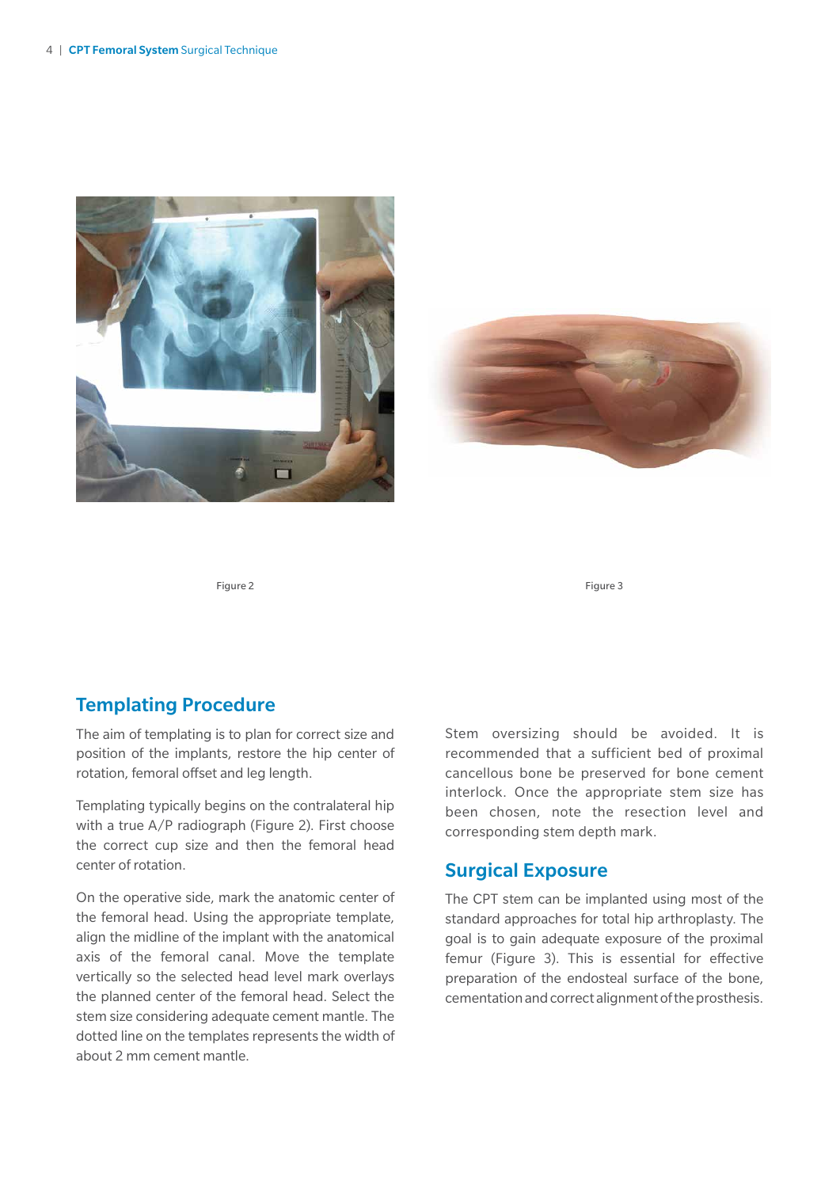Figure 2

Figure 3

## Templating Procedure

The aim of templating is to plan for correct size and position of the implants, restore the hip center of rotation, femoral offset and leg length.

Templating typically begins on the contralateral hip with a true A/P radiograph (Figure 2). First choose the correct cup size and then the femoral head center of rotation.

On the operative side, mark the anatomic center of the femoral head. Using the appropriate template, align the midline of the implant with the anatomical axis of the femoral canal. Move the template vertically so the selected head level mark overlays the planned center of the femoral head. Select the stem size considering adequate cement mantle. The dotted line on the templates represents the width of about 2 mm cement mantle.

Stem oversizing should be avoided. It is recommended that a sufficient bed of proximal cancellous bone be preserved for bone cement interlock. Once the appropriate stem size has been chosen, note the resection level and corresponding stem depth mark.

## Surgical Exposure

The CPT stem can be implanted using most of the standard approaches for total hip arthroplasty. The goal is to gain adequate exposure of the proximal femur (Figure 3). This is essential for effective preparation of the endosteal surface of the bone, cementation and correct alignment of the prosthesis.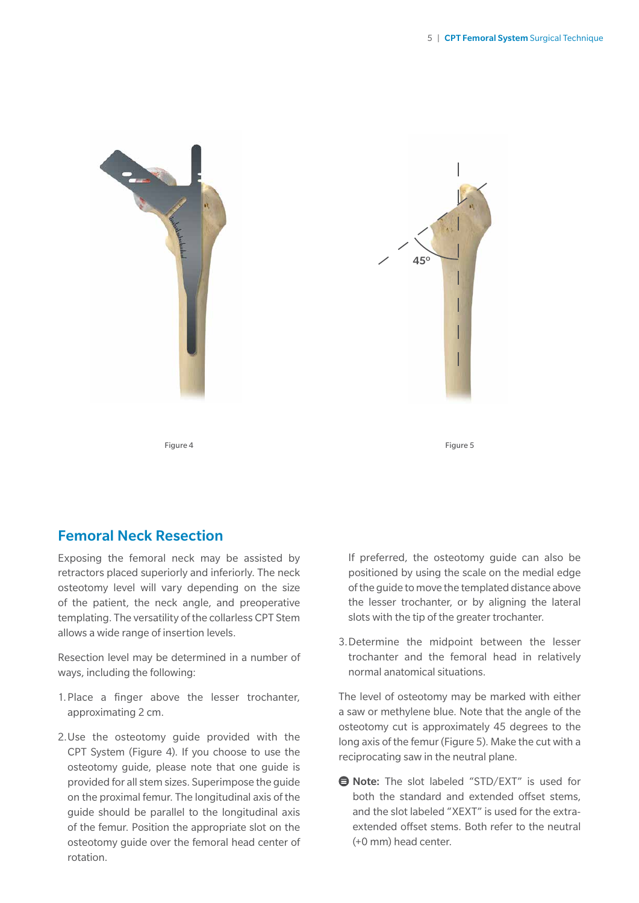Figure 4

Figure 5

## Femoral Neck Resection

Exposing the femoral neck may be assisted by retractors placed superiorly and inferiorly. The neck osteotomy level will vary depending on the size of the patient, the neck angle, and preoperative templating. The versatility of the collarless CPT Stem allows a wide range of insertion levels.

Resection level may be determined in a number of ways, including the following:

1. Place a finger above the lesser trochanter, approximating 2 cm.

2. Use the osteotomy guide provided with the CPT System (Figure 4). If you choose to use the osteotomy guide, please note that one guide is provided for all stem sizes. Superimpose the guide on the proximal femur. The longitudinal axis of the guide should be parallel to the longitudinal axis of the femur. Position the appropriate slot on the osteotomy guide over the femoral head center of rotation.

   If preferred, the osteotomy guide can also be positioned by using the scale on the medial edge of the guide to move the templated distance above the lesser trochanter, or by aligning the lateral slots with the tip of the greater trochanter.

3. Determine the midpoint between the lesser trochanter and the femoral head in relatively normal anatomical situations.

The level of osteotomy may be marked with either a saw or methylene blue. Note that the angle of the osteotomy cut is approximately 45 degrees to the long axis of the femur (Figure 5). Make the cut with a reciprocating saw in the neutral plane.

**Note:** The slot labeled "STD/EXT" is used for both the standard and extended offset stems, and the slot labeled "XEXT" is used for the extra-extended offset stems. Both refer to the neutral (+0 mm) head center.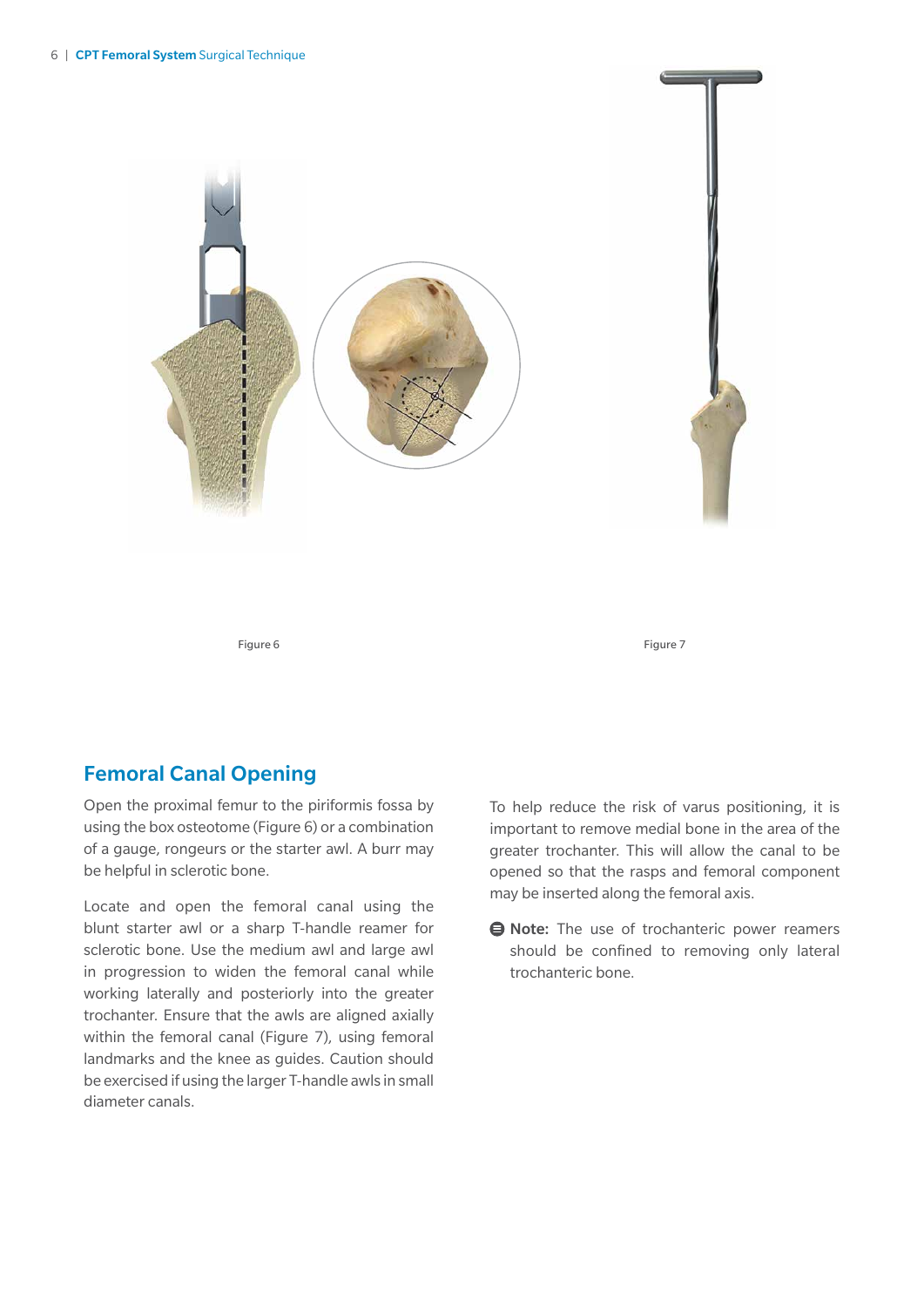Figure 6

Figure 7

## Femoral Canal Opening

Open the proximal femur to the piriformis fossa by using the box osteotome (Figure 6) or a combination of a gauge, rongeurs or the starter awl. A burr may be helpful in sclerotic bone.

Locate and open the femoral canal using the blunt starter awl or a sharp T-handle reamer for sclerotic bone. Use the medium awl and large awl in progression to widen the femoral canal while working laterally and posteriorly into the greater trochanter. Ensure that the awls are aligned axially within the femoral canal (Figure 7), using femoral landmarks and the knee as guides. Caution should be exercised if using the larger T-handle awls in small diameter canals.

To help reduce the risk of varus positioning, it is important to remove medial bone in the area of the greater trochanter. This will allow the canal to be opened so that the rasps and femoral component may be inserted along the femoral axis.

**Note:** The use of trochanteric power reamers should be confined to removing only lateral trochanteric bone.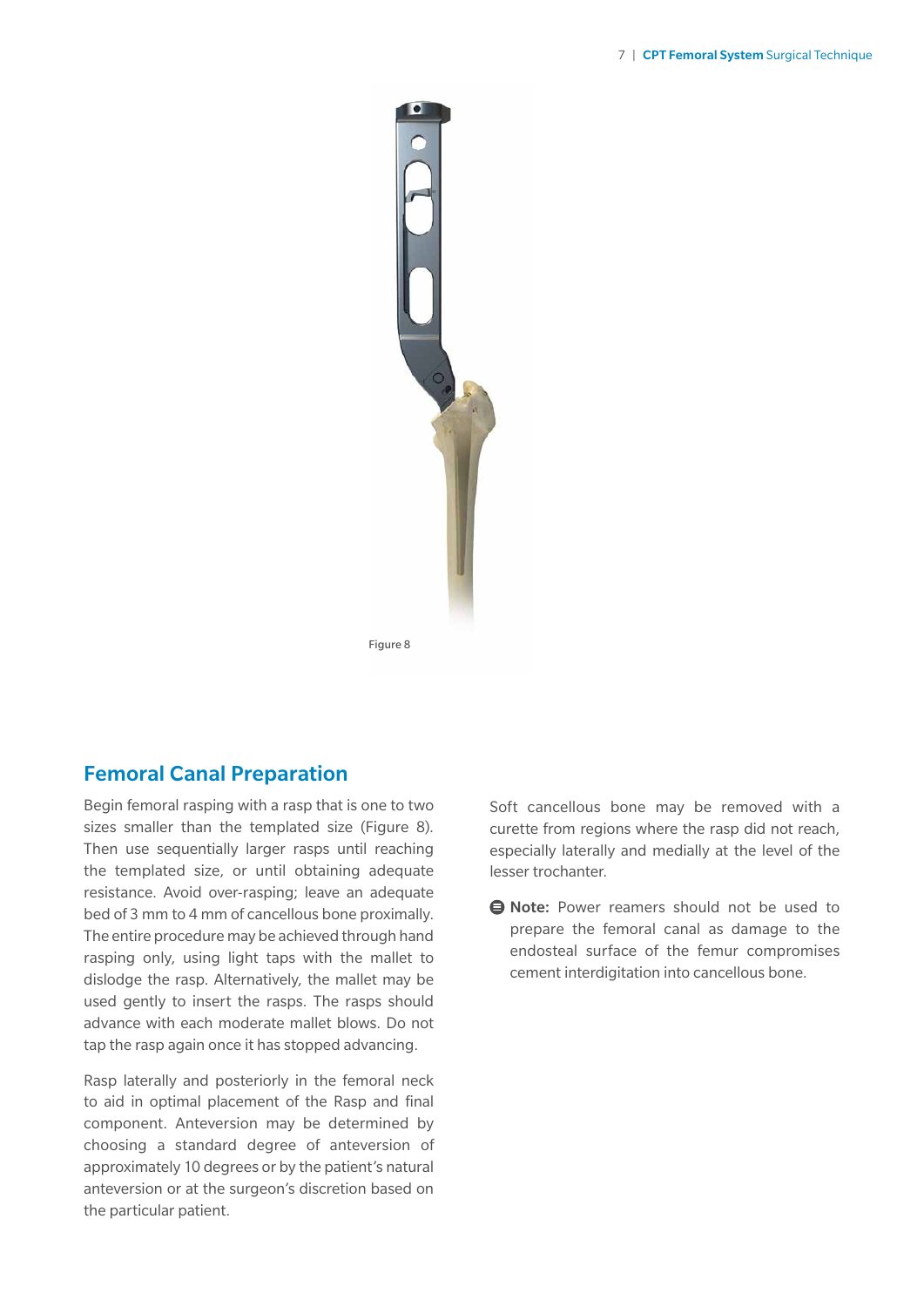Figure 8

## Femoral Canal Preparation

Begin femoral rasping with a rasp that is one to two sizes smaller than the templated size (Figure 8). Then use sequentially larger rasps until reaching the templated size, or until obtaining adequate resistance. Avoid over-rasping; leave an adequate bed of 3 mm to 4 mm of cancellous bone proximally. The entire procedure may be achieved through hand rasping only, using light taps with the mallet to dislodge the rasp. Alternatively, the mallet may be used gently to insert the rasps. The rasps should advance with each moderate mallet blows. Do not tap the rasp again once it has stopped advancing.

Rasp laterally and posteriorly in the femoral neck to aid in optimal placement of the Rasp and final component. Anteversion may be determined by choosing a standard degree of anteversion of approximately 10 degrees or by the patient's natural anteversion or at the surgeon's discretion based on the particular patient.

Soft cancellous bone may be removed with a curette from regions where the rasp did not reach, especially laterally and medially at the level of the lesser trochanter.

**Note:** Power reamers should not be used to prepare the femoral canal as damage to the endosteal surface of the femur compromises cement interdigitation into cancellous bone.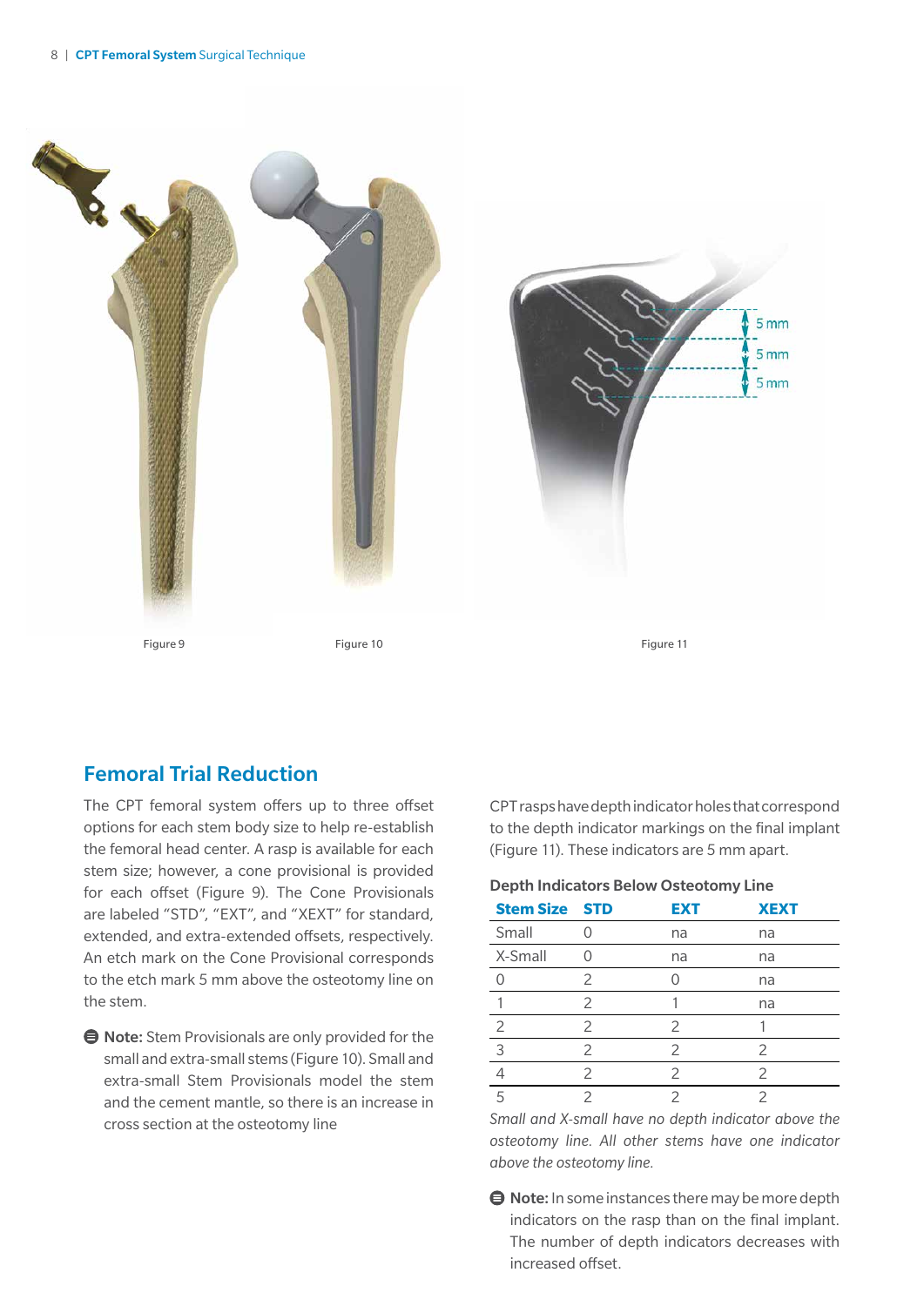Figure 9

Figure 10

Figure 11

## Femoral Trial Reduction

The CPT femoral system offers up to three offset options for each stem body size to help re-establish the femoral head center. A rasp is available for each stem size; however, a cone provisional is provided for each offset (Figure 9). The Cone Provisionals are labeled "STD", "EXT", and "XEXT" for standard, extended, and extra-extended offsets, respectively. An etch mark on the Cone Provisional corresponds to the etch mark 5 mm above the osteotomy line on the stem.

**Note:** Stem Provisionals are only provided for the small and extra-small stems (Figure 10). Small and extra-small Stem Provisionals model the stem and the cement mantle, so there is an increase in cross section at the osteotomy line

CPT rasps have depth indicator holes that correspond to the depth indicator markings on the final implant (Figure 11). These indicators are 5 mm apart.

**Depth Indicators Below Osteotomy Line**

| Stem Size | STD | EXT | XEXT |
|---|---|---|---|
| Small | 0 | na | na |
| X-Small | 0 | na | na |
| 0 | 2 | 0 | na |
| 1 | 2 | 1 | na |
| 2 | 2 | 2 | 1 |
| 3 | 2 | 2 | 2 |
| 4 | 2 | 2 | 2 |
| 5 | 2 | 2 | 2 |

*Small and X-small have no depth indicator above the osteotomy line. All other stems have one indicator above the osteotomy line.*

**Note:** In some instances there may be more depth indicators on the rasp than on the final implant. The number of depth indicators decreases with increased offset.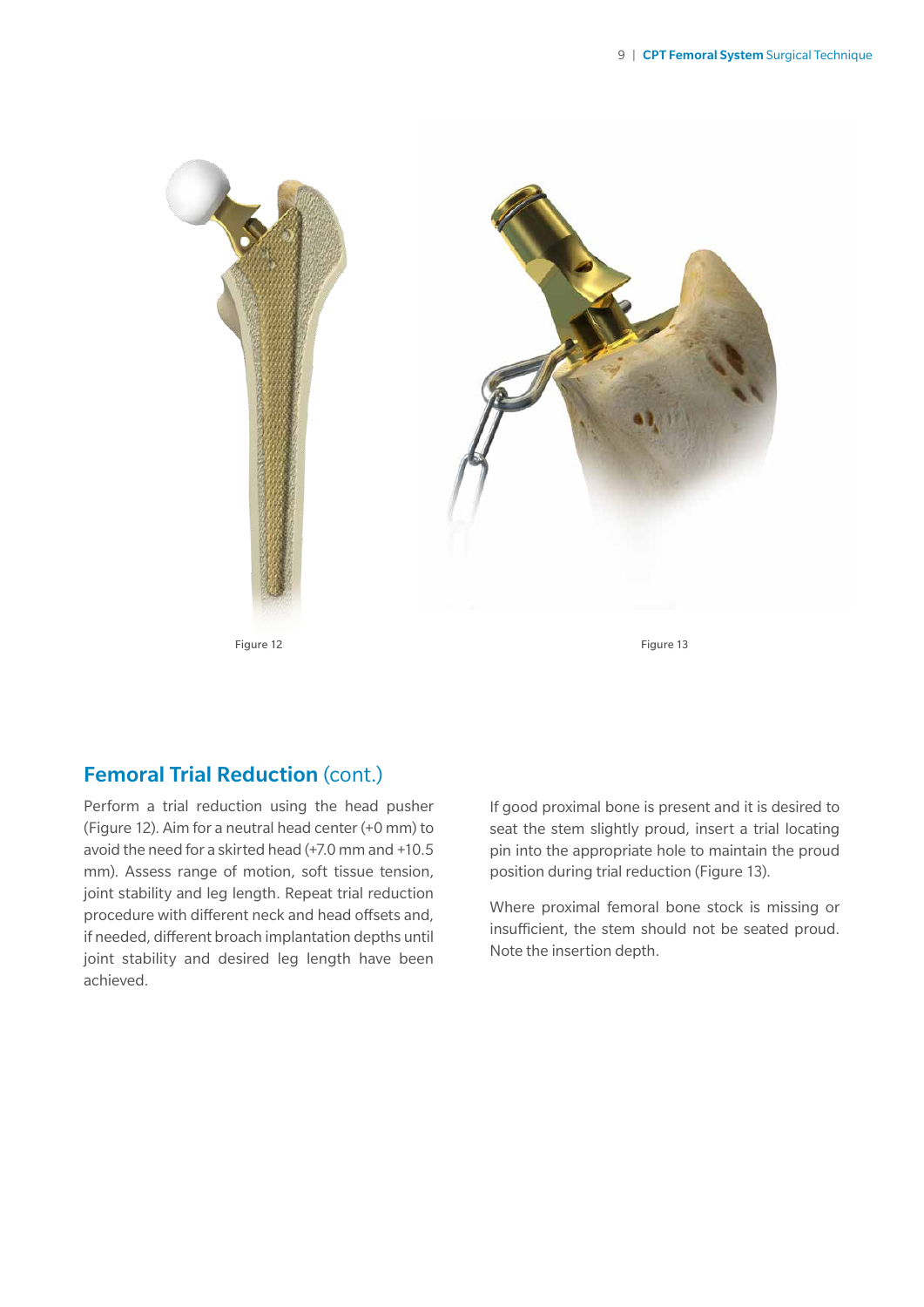Figure 12

Figure 13

## Femoral Trial Reduction (cont.)

Perform a trial reduction using the head pusher (Figure 12). Aim for a neutral head center (+0 mm) to avoid the need for a skirted head (+7.0 mm and +10.5 mm). Assess range of motion, soft tissue tension, joint stability and leg length. Repeat trial reduction procedure with different neck and head offsets and, if needed, different broach implantation depths until joint stability and desired leg length have been achieved.

If good proximal bone is present and it is desired to seat the stem slightly proud, insert a trial locating pin into the appropriate hole to maintain the proud position during trial reduction (Figure 13).

Where proximal femoral bone stock is missing or insufficient, the stem should not be seated proud. Note the insertion depth.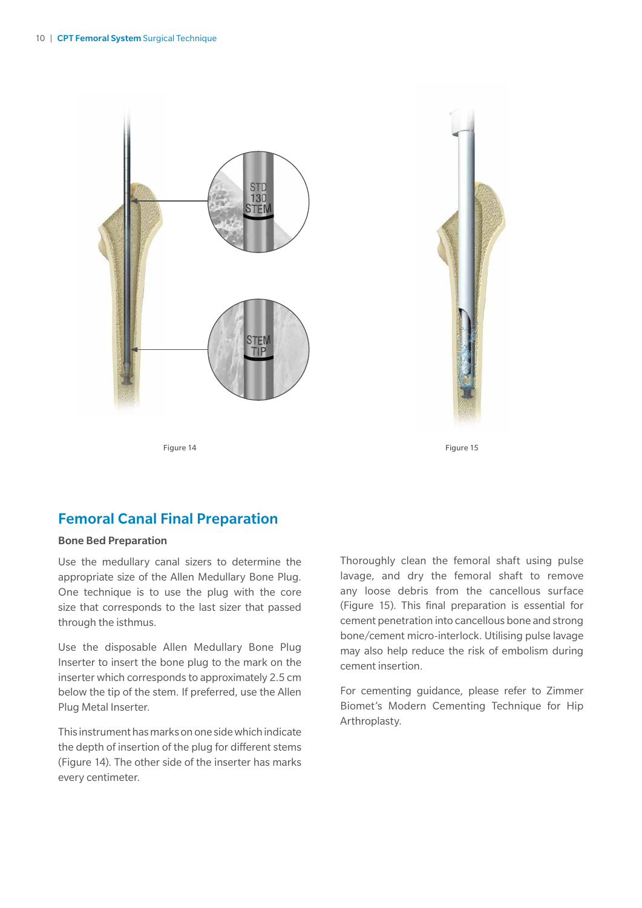Figure 14

Figure 15

## Femoral Canal Final Preparation

### Bone Bed Preparation

Use the medullary canal sizers to determine the appropriate size of the Allen Medullary Bone Plug. One technique is to use the plug with the core size that corresponds to the last sizer that passed through the isthmus.

Use the disposable Allen Medullary Bone Plug Inserter to insert the bone plug to the mark on the inserter which corresponds to approximately 2.5 cm below the tip of the stem. If preferred, use the Allen Plug Metal Inserter.

This instrument has marks on one side which indicate the depth of insertion of the plug for different stems (Figure 14). The other side of the inserter has marks every centimeter.

Thoroughly clean the femoral shaft using pulse lavage, and dry the femoral shaft to remove any loose debris from the cancellous surface (Figure 15). This final preparation is essential for cement penetration into cancellous bone and strong bone/cement micro-interlock. Utilising pulse lavage may also help reduce the risk of embolism during cement insertion.

For cementing guidance, please refer to Zimmer Biomet's Modern Cementing Technique for Hip Arthroplasty.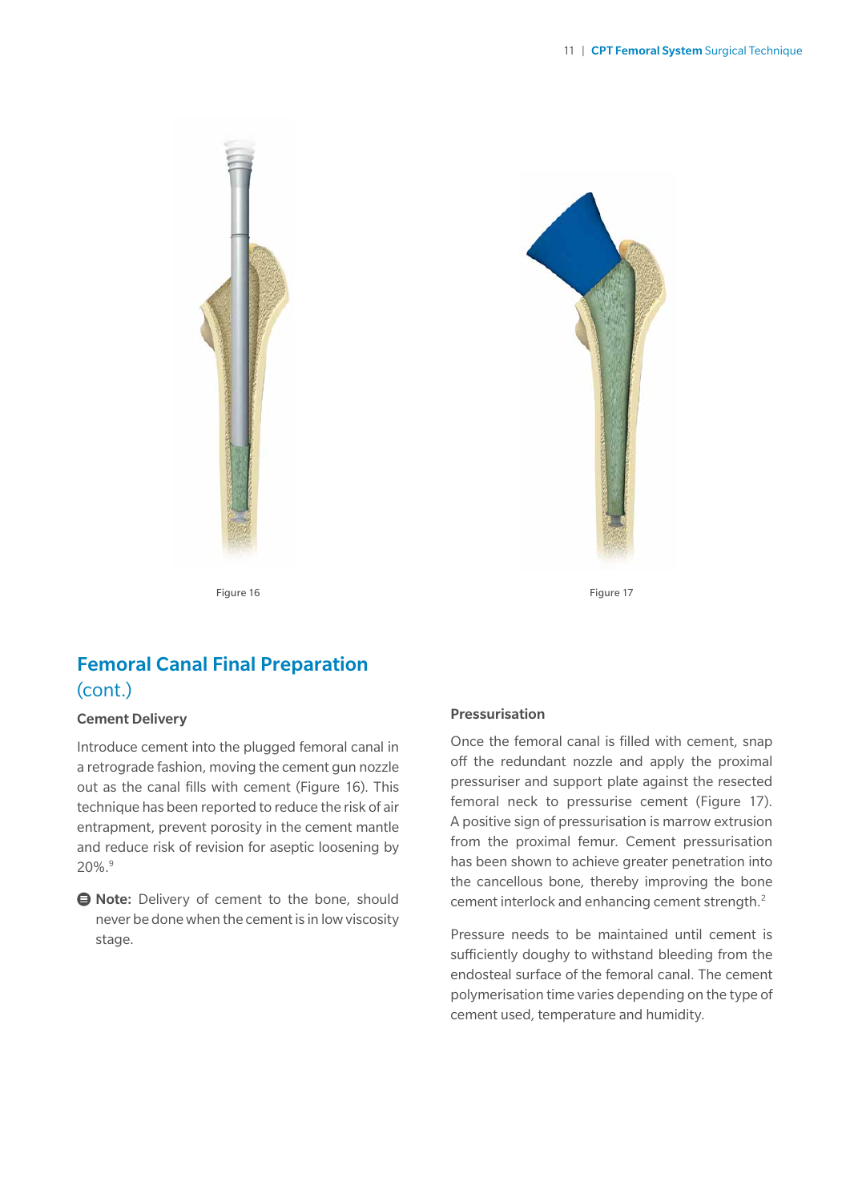Figure 16

Figure 17

## Femoral Canal Final Preparation (cont.)

### Cement Delivery

Introduce cement into the plugged femoral canal in a retrograde fashion, moving the cement gun nozzle out as the canal fills with cement (Figure 16). This technique has been reported to reduce the risk of air entrapment, prevent porosity in the cement mantle and reduce risk of revision for aseptic loosening by 20%.[9]

**Note:** Delivery of cement to the bone, should never be done when the cement is in low viscosity stage.

### Pressurisation

Once the femoral canal is filled with cement, snap off the redundant nozzle and apply the proximal pressuriser and support plate against the resected femoral neck to pressurise cement (Figure 17). A positive sign of pressurisation is marrow extrusion from the proximal femur. Cement pressurisation has been shown to achieve greater penetration into the cancellous bone, thereby improving the bone cement interlock and enhancing cement strength.[2]

Pressure needs to be maintained until cement is sufficiently doughy to withstand bleeding from the endosteal surface of the femoral canal. The cement polymerisation time varies depending on the type of cement used, temperature and humidity.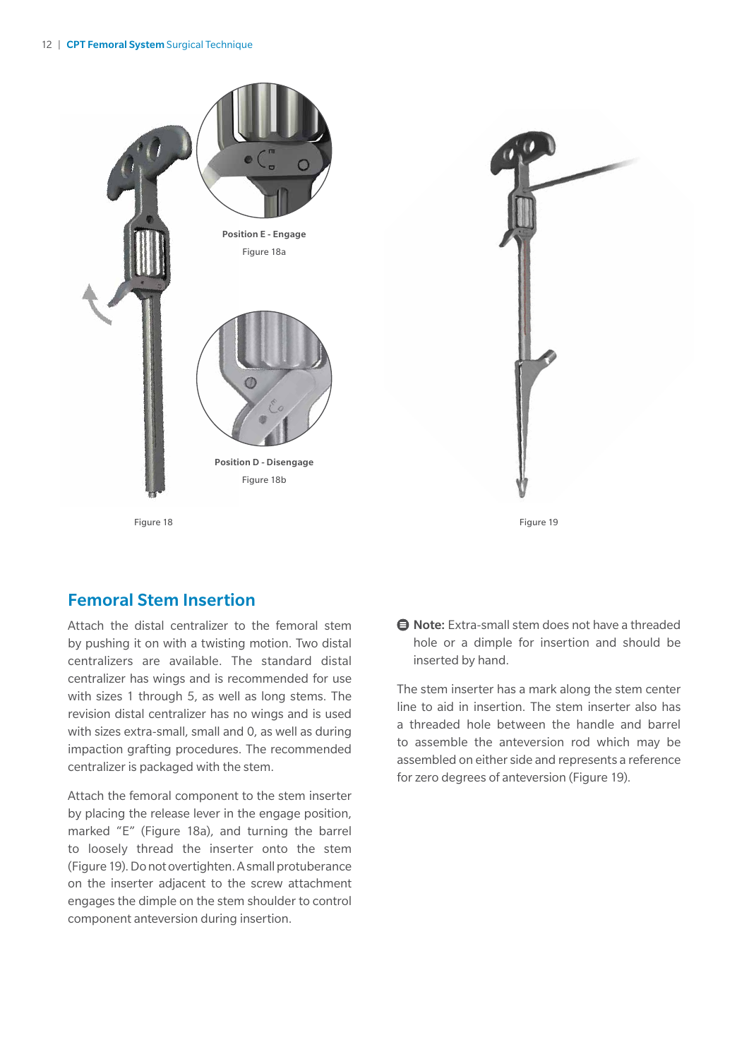Position E - Engage

Figure 18a

Position D - Disengage

Figure 18b

Figure 18

Figure 19

## Femoral Stem Insertion

Attach the distal centralizer to the femoral stem by pushing it on with a twisting motion. Two distal centralizers are available. The standard distal centralizer has wings and is recommended for use with sizes 1 through 5, as well as long stems. The revision distal centralizer has no wings and is used with sizes extra-small, small and 0, as well as during impaction grafting procedures. The recommended centralizer is packaged with the stem.

Attach the femoral component to the stem inserter by placing the release lever in the engage position, marked "E" (Figure 18a), and turning the barrel to loosely thread the inserter onto the stem (Figure 19). Do not overtighten. A small protuberance on the inserter adjacent to the screw attachment engages the dimple on the stem shoulder to control component anteversion during insertion.

**Note:** Extra-small stem does not have a threaded hole or a dimple for insertion and should be inserted by hand.

The stem inserter has a mark along the stem center line to aid in insertion. The stem inserter also has a threaded hole between the handle and barrel to assemble the anteversion rod which may be assembled on either side and represents a reference for zero degrees of anteversion (Figure 19).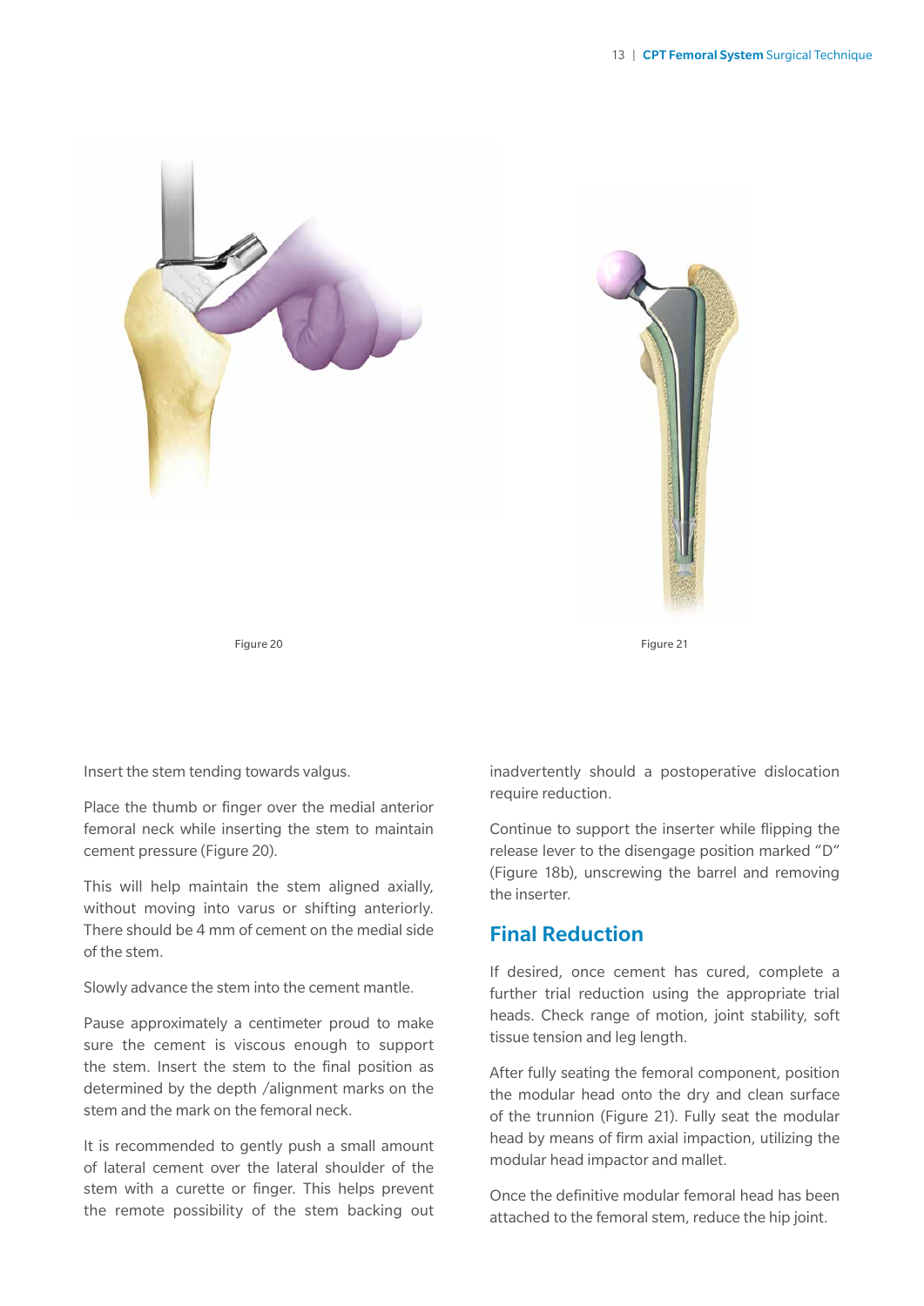Figure 20

Figure 21

Insert the stem tending towards valgus.

Place the thumb or finger over the medial anterior femoral neck while inserting the stem to maintain cement pressure (Figure 20).

This will help maintain the stem aligned axially, without moving into varus or shifting anteriorly. There should be 4 mm of cement on the medial side of the stem.

Slowly advance the stem into the cement mantle.

Pause approximately a centimeter proud to make sure the cement is viscous enough to support the stem. Insert the stem to the final position as determined by the depth /alignment marks on the stem and the mark on the femoral neck.

It is recommended to gently push a small amount of lateral cement over the lateral shoulder of the stem with a curette or finger. This helps prevent the remote possibility of the stem backing out inadvertently should a postoperative dislocation require reduction.

Continue to support the inserter while flipping the release lever to the disengage position marked "D" (Figure 18b), unscrewing the barrel and removing the inserter.

## Final Reduction

If desired, once cement has cured, complete a further trial reduction using the appropriate trial heads. Check range of motion, joint stability, soft tissue tension and leg length.

After fully seating the femoral component, position the modular head onto the dry and clean surface of the trunnion (Figure 21). Fully seat the modular head by means of firm axial impaction, utilizing the modular head impactor and mallet.

Once the definitive modular femoral head has been attached to the femoral stem, reduce the hip joint.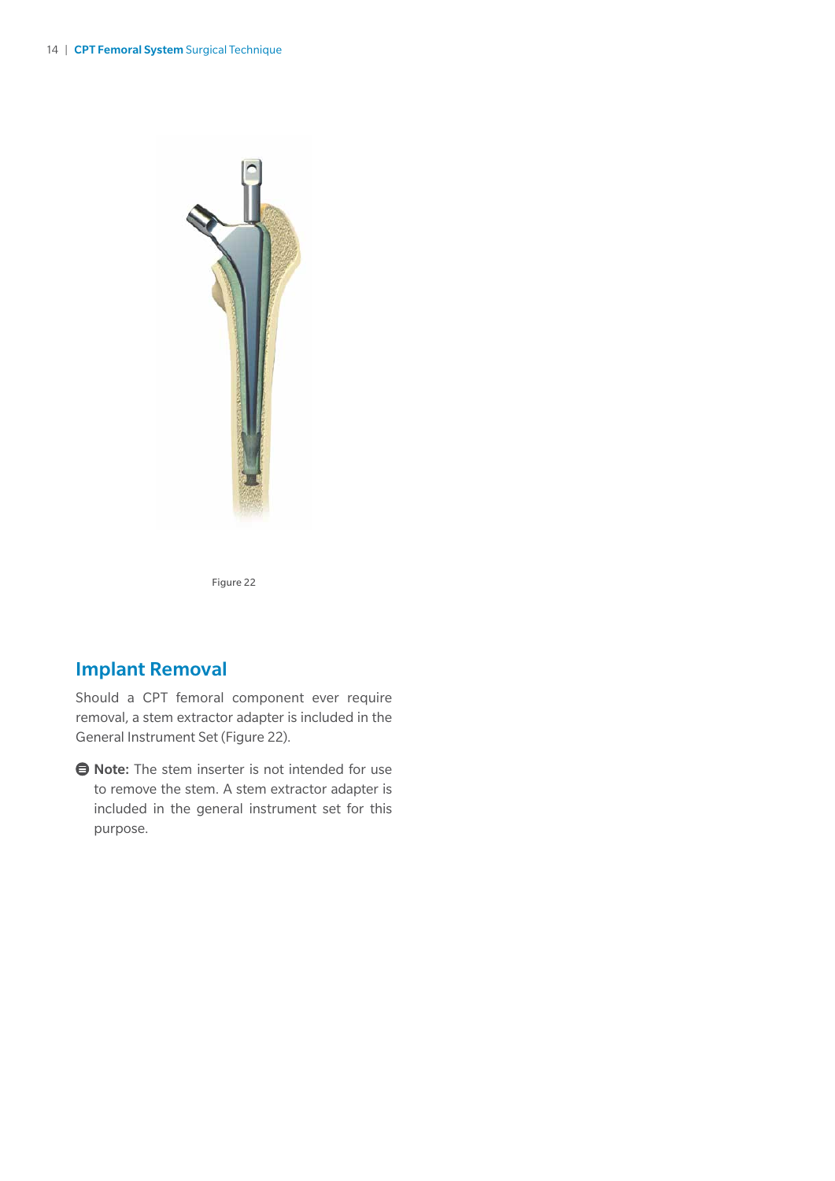Figure 22

## Implant Removal

Should a CPT femoral component ever require removal, a stem extractor adapter is included in the General Instrument Set (Figure 22).

**Note:** The stem inserter is not intended for use to remove the stem. A stem extractor adapter is included in the general instrument set for this purpose.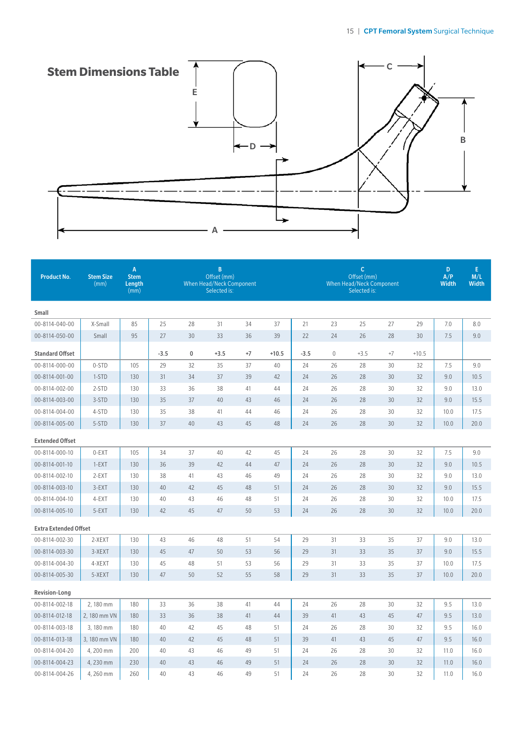## Stem Dimensions Table

| Product No. | Stem Size (mm) | A Stem Length (mm) | B Offset (mm) When Head/Neck Component Selected is: | | | | | C Offset (mm) When Head/Neck Component Selected is: | | | | | D A/P Width | E M/L Width |
|---|---|---|---|---|---|---|---|---|---|---|---|---|---|---|
| **Small** | | | | | | | | | | | | | | |
| 00-8114-040-00 | X-Small | 85 | 25 | 28 | 31 | 34 | 37 | 21 | 23 | 25 | 27 | 29 | 7.0 | 8.0 |
| 00-8114-050-00 | Small | 95 | 27 | 30 | 33 | 36 | 39 | 22 | 24 | 26 | 28 | 30 | 7.5 | 9.0 |
| **Standard Offset** | | | -3.5 | 0 | +3.5 | +7 | +10.5 | -3.5 | 0 | +3.5 | +7 | +10.5 | | |
| 00-8114-000-00 | 0-STD | 105 | 29 | 32 | 35 | 37 | 40 | 24 | 26 | 28 | 30 | 32 | 7.5 | 9.0 |
| 00-8114-001-00 | 1-STD | 130 | 31 | 34 | 37 | 39 | 42 | 24 | 26 | 28 | 30 | 32 | 9.0 | 10.5 |
| 00-8114-002-00 | 2-STD | 130 | 33 | 36 | 38 | 41 | 44 | 24 | 26 | 28 | 30 | 32 | 9.0 | 13.0 |
| 00-8114-003-00 | 3-STD | 130 | 35 | 37 | 40 | 43 | 46 | 24 | 26 | 28 | 30 | 32 | 9.0 | 15.5 |
| 00-8114-004-00 | 4-STD | 130 | 35 | 38 | 41 | 44 | 46 | 24 | 26 | 28 | 30 | 32 | 10.0 | 17.5 |
| 00-8114-005-00 | 5-STD | 130 | 37 | 40 | 43 | 45 | 48 | 24 | 26 | 28 | 30 | 32 | 10.0 | 20.0 |
| **Extended Offset** | | | | | | | | | | | | | | |
| 00-8114-000-10 | 0-EXT | 105 | 34 | 37 | 40 | 42 | 45 | 24 | 26 | 28 | 30 | 32 | 7.5 | 9.0 |
| 00-8114-001-10 | 1-EXT | 130 | 36 | 39 | 42 | 44 | 47 | 24 | 26 | 28 | 30 | 32 | 9.0 | 10.5 |
| 00-8114-002-10 | 2-EXT | 130 | 38 | 41 | 43 | 46 | 49 | 24 | 26 | 28 | 30 | 32 | 9.0 | 13.0 |
| 00-8114-003-10 | 3-EXT | 130 | 40 | 42 | 45 | 48 | 51 | 24 | 26 | 28 | 30 | 32 | 9.0 | 15.5 |
| 00-8114-004-10 | 4-EXT | 130 | 40 | 43 | 46 | 48 | 51 | 24 | 26 | 28 | 30 | 32 | 10.0 | 17.5 |
| 00-8114-005-10 | 5-EXT | 130 | 42 | 45 | 47 | 50 | 53 | 24 | 26 | 28 | 30 | 32 | 10.0 | 20.0 |
| **Extra Extended Offset** | | | | | | | | | | | | | | |
| 00-8114-002-30 | 2-XEXT | 130 | 43 | 46 | 48 | 51 | 54 | 29 | 31 | 33 | 35 | 37 | 9.0 | 13.0 |
| 00-8114-003-30 | 3-XEXT | 130 | 45 | 47 | 50 | 53 | 56 | 29 | 31 | 33 | 35 | 37 | 9.0 | 15.5 |
| 00-8114-004-30 | 4-XEXT | 130 | 45 | 48 | 51 | 53 | 56 | 29 | 31 | 33 | 35 | 37 | 10.0 | 17.5 |
| 00-8114-005-30 | 5-XEXT | 130 | 47 | 50 | 52 | 55 | 58 | 29 | 31 | 33 | 35 | 37 | 10.0 | 20.0 |
| **Revision-Long** | | | | | | | | | | | | | | |
| 00-8114-002-18 | 2, 180 mm | 180 | 33 | 36 | 38 | 41 | 44 | 24 | 26 | 28 | 30 | 32 | 9.5 | 13.0 |
| 00-8114-012-18 | 2, 180 mm VN | 180 | 33 | 36 | 38 | 41 | 44 | 39 | 41 | 43 | 45 | 47 | 9.5 | 13.0 |
| 00-8114-003-18 | 3, 180 mm | 180 | 40 | 42 | 45 | 48 | 51 | 24 | 26 | 28 | 30 | 32 | 9.5 | 16.0 |
| 00-8114-013-18 | 3, 180 mm VN | 180 | 40 | 42 | 45 | 48 | 51 | 39 | 41 | 43 | 45 | 47 | 9.5 | 16.0 |
| 00-8114-004-20 | 4, 200 mm | 200 | 40 | 43 | 46 | 49 | 51 | 24 | 26 | 28 | 30 | 32 | 11.0 | 16.0 |
| 00-8114-004-23 | 4, 230 mm | 230 | 40 | 43 | 46 | 49 | 51 | 24 | 26 | 28 | 30 | 32 | 11.0 | 16.0 |
| 00-8114-004-26 | 4, 260 mm | 260 | 40 | 43 | 46 | 49 | 51 | 24 | 26 | 28 | 30 | 32 | 11.0 | 16.0 |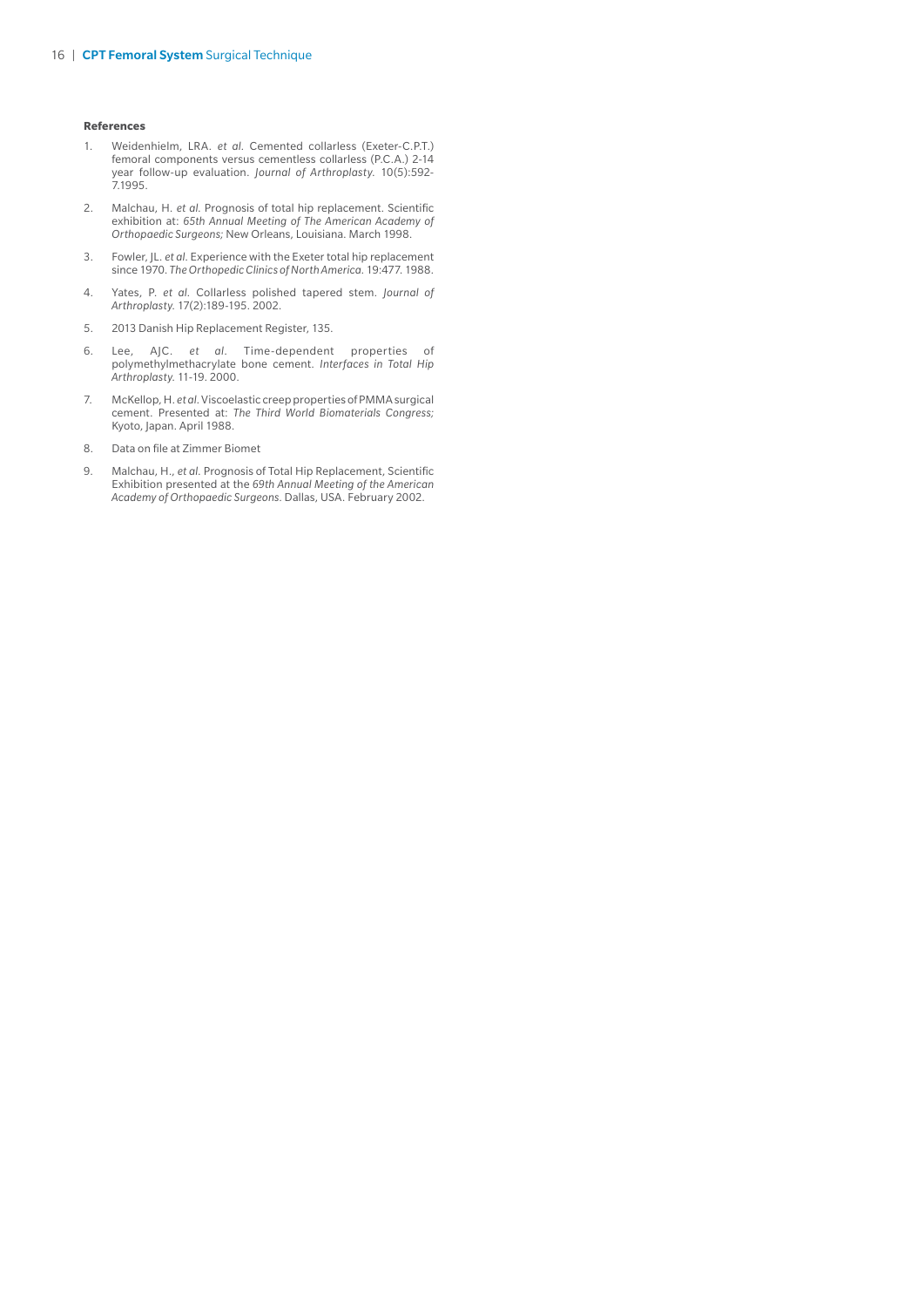**References**

1. Weidenhielm, LRA. *et al.* Cemented collarless (Exeter-C.P.T.) femoral components versus cementless collarless (P.C.A.) 2-14 year follow-up evaluation. *Journal of Arthroplasty.* 10(5):592-7.1995.

2. Malchau, H. *et al.* Prognosis of total hip replacement. Scientific exhibition at: *65th Annual Meeting of The American Academy of Orthopaedic Surgeons;* New Orleans, Louisiana. March 1998.

3. Fowler, JL. *et al.* Experience with the Exeter total hip replacement since 1970. *The Orthopedic Clinics of North America.* 19:477. 1988.

4. Yates, P. *et al.* Collarless polished tapered stem. *Journal of Arthroplasty.* 17(2):189-195. 2002.

5. 2013 Danish Hip Replacement Register, 135.

6. Lee, AJC. *et al.* Time-dependent properties of polymethylmethacrylate bone cement. *Interfaces in Total Hip Arthroplasty.* 11-19. 2000.

7. McKellop, H. *et al.* Viscoelastic creep properties of PMMA surgical cement. Presented at: *The Third World Biomaterials Congress;* Kyoto, Japan. April 1988.

8. Data on file at Zimmer Biomet

9. Malchau, H., *et al.* Prognosis of Total Hip Replacement, Scientific Exhibition presented at the *69th Annual Meeting of the American Academy of Orthopaedic Surgeons*. Dallas, USA. February 2002.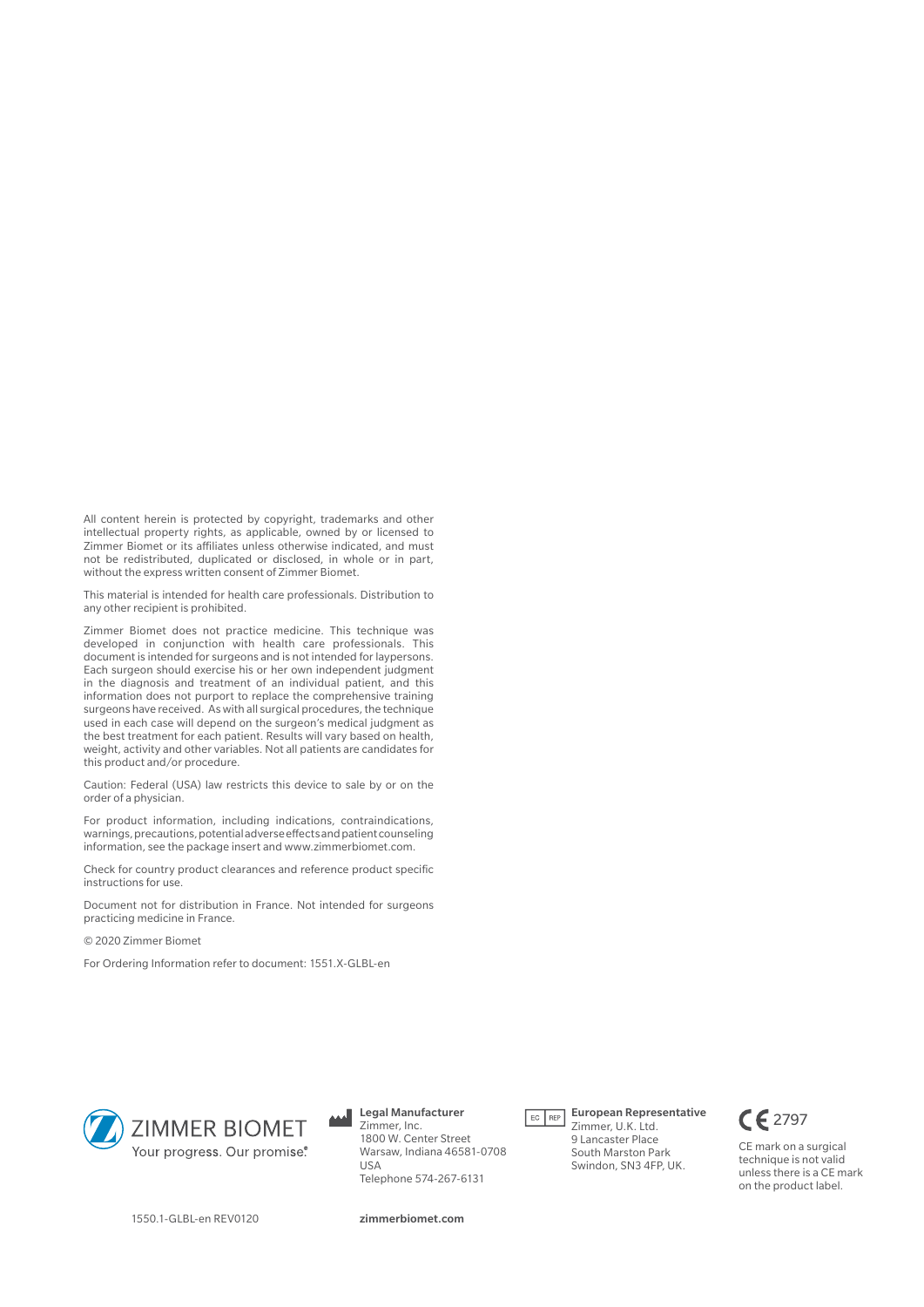All content herein is protected by copyright, trademarks and other intellectual property rights, as applicable, owned by or licensed to Zimmer Biomet or its affiliates unless otherwise indicated, and must not be redistributed, duplicated or disclosed, in whole or in part, without the express written consent of Zimmer Biomet.

This material is intended for health care professionals. Distribution to any other recipient is prohibited.

Zimmer Biomet does not practice medicine. This technique was developed in conjunction with health care professionals. This document is intended for surgeons and is not intended for laypersons. Each surgeon should exercise his or her own independent judgment in the diagnosis and treatment of an individual patient, and this information does not purport to replace the comprehensive training surgeons have received. As with all surgical procedures, the technique used in each case will depend on the surgeon's medical judgment as the best treatment for each patient. Results will vary based on health, weight, activity and other variables. Not all patients are candidates for this product and/or procedure.

Caution: Federal (USA) law restricts this device to sale by or on the order of a physician.

For product information, including indications, contraindications, warnings, precautions, potential adverse effects and patient counseling information, see the package insert and www.zimmerbiomet.com.

Check for country product clearances and reference product specific instructions for use.

Document not for distribution in France. Not intended for surgeons practicing medicine in France.

© 2020 Zimmer Biomet

For Ordering Information refer to document: 1551.X-GLBL-en

ZIMMER BIOMET
Your progress. Our promise.®

**Legal Manufacturer**
Zimmer, Inc.
1800 W. Center Street
Warsaw, Indiana 46581-0708
USA
Telephone 574-267-6131

EC REP
**European Representative**
Zimmer, U.K. Ltd.
9 Lancaster Place
South Marston Park
Swindon, SN3 4FP, UK.

CE 2797

CE mark on a surgical technique is not valid unless there is a CE mark on the product label.

1550.1-GLBL-en REV0120

**zimmerbiomet.com**